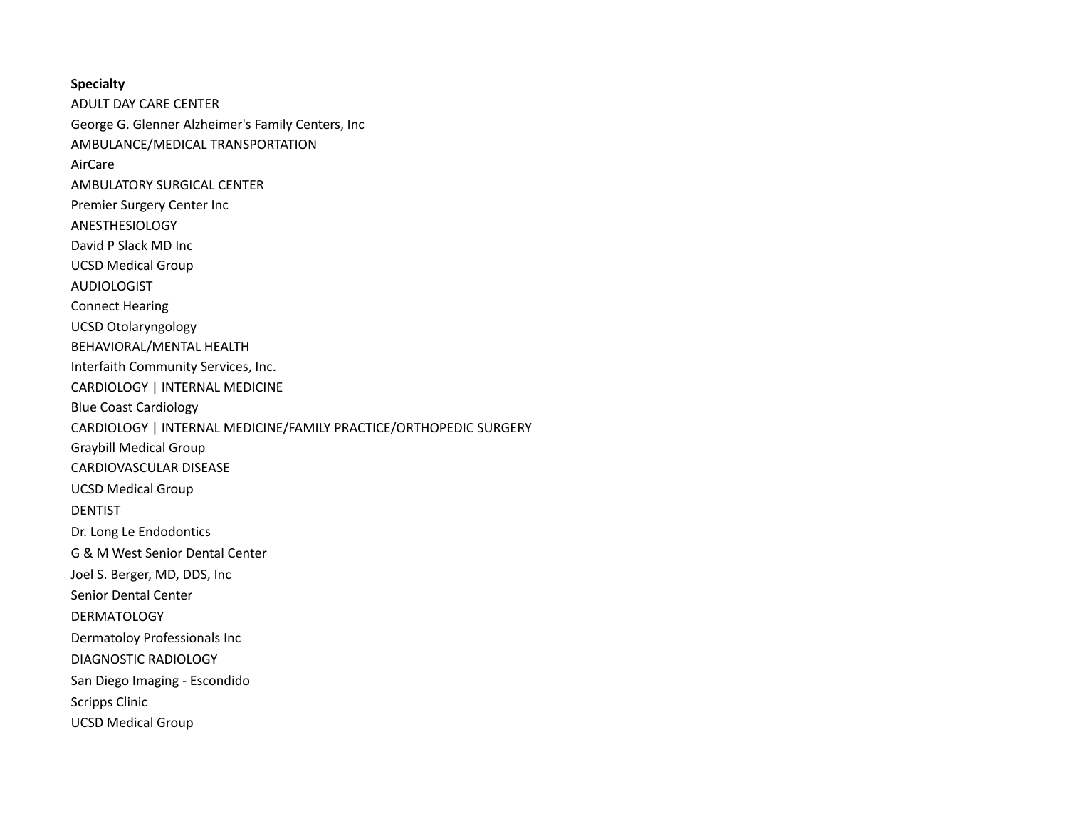**Specialty**

ADULT DAY CARE CENTER

George G. Glenner Alzheimer's Family Centers, Inc

AMBULANCE/MEDICAL TRANSPORTATION

AirCare

AMBULATORY SURGICAL CENTER

Premier Surgery Center Inc

ANESTHESIOLOGY

David P Slack MD Inc

UCSD Medical Group

AUDIOLOGIST

Connect Hearing

UCSD Otolaryngology

BEHAVIORAL/MENTAL HEALTH

Interfaith Community Services, Inc.

CARDIOLOGY | INTERNAL MEDICINE

Blue Coast Cardiology

CARDIOLOGY | INTERNAL MEDICINE/FAMILY PRACTICE/ORTHOPEDIC SURGERY

Graybill Medical Group

CARDIOVASCULAR DISEASE

UCSD Medical Group

DENTIST

Dr. Long Le Endodontics

G & M West Senior Dental Center

Joel S. Berger, MD, DDS, Inc

Senior Dental Center

DERMATOLOGY

Dermatoloy Professionals Inc

DIAGNOSTIC RADIOLOGY

San Diego Imaging - Escondido

Scripps Clinic

UCSD Medical Group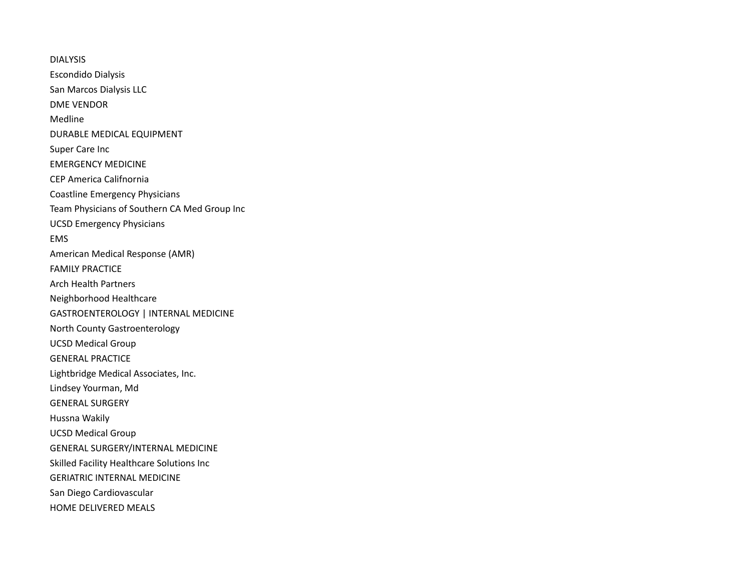DIALYSIS

Escondido Dialysis

San Marcos Dialysis LLC

DME VENDOR

Medline

DURABLE MEDICAL EQUIPMENT

Super Care Inc

EMERGENCY MEDICINE

CEP America Califnornia

Coastline Emergency Physicians

Team Physicians of Southern CA Med Group Inc

UCSD Emergency Physicians

EMS

American Medical Response (AMR)

FAMILY PRACTICE

Arch Health Partners

Neighborhood Healthcare

GASTROENTEROLOGY | INTERNAL MEDICINE

North County Gastroenterology

UCSD Medical Group

GENERAL PRACTICE

Lightbridge Medical Associates, Inc.

Lindsey Yourman, Md

GENERAL SURGERY

Hussna Wakily

UCSD Medical Group

GENERAL SURGERY/INTERNAL MEDICINE

Skilled Facility Healthcare Solutions Inc

GERIATRIC INTERNAL MEDICINE

San Diego Cardiovascular

HOME DELIVERED MEALS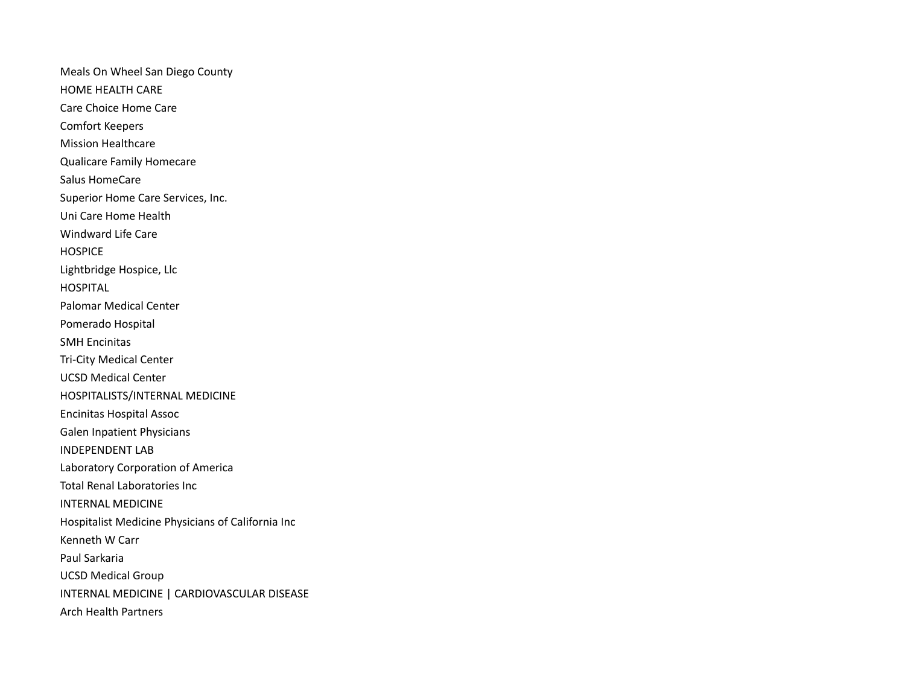Meals On Wheel San Diego County

## HOME HEALTH CARE

Care Choice Home Care

Comfort Keepers

Mission Healthcare

Qualicare Family Homecare

Salus HomeCare

Superior Home Care Services, Inc.

Uni Care Home Health

Windward Life Care

## HOSPICE

Lightbridge Hospice, Llc

## HOSPITAL

Palomar Medical Center

Pomerado Hospital

SMH Encinitas

Tri-City Medical Center

UCSD Medical Center

## HOSPITALISTS/INTERNAL MEDICINE

Encinitas Hospital Assoc

Galen Inpatient Physicians

## INDEPENDENT LAB

Laboratory Corporation of America

Total Renal Laboratories Inc

## INTERNAL MEDICINE

Hospitalist Medicine Physicians of California Inc

Kenneth W Carr

Paul Sarkaria

UCSD Medical Group

## INTERNAL MEDICINE | CARDIOVASCULAR DISEASE

Arch Health Partners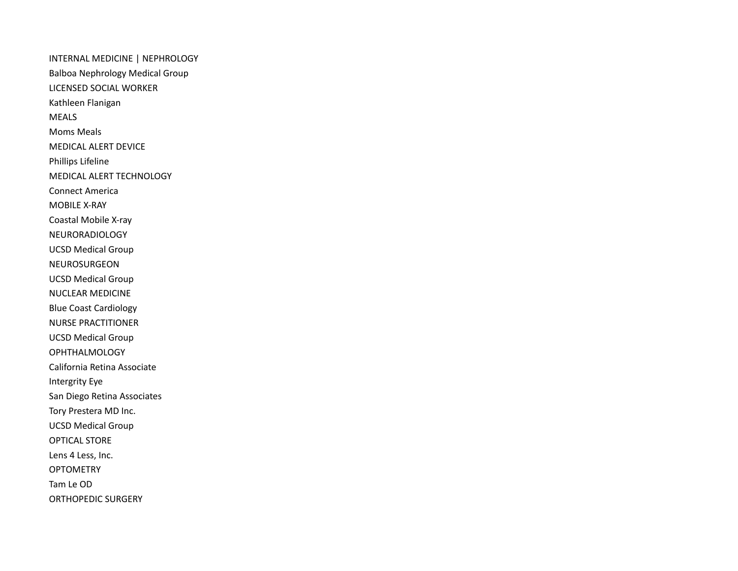INTERNAL MEDICINE | NEPHROLOGY

Balboa Nephrology Medical Group

LICENSED SOCIAL WORKER

Kathleen Flanigan

MEALS

Moms Meals

MEDICAL ALERT DEVICE

Phillips Lifeline

MEDICAL ALERT TECHNOLOGY

Connect America

MOBILE X-RAY

Coastal Mobile X-ray

NEURORADIOLOGY

UCSD Medical Group

NEUROSURGEON

UCSD Medical Group

NUCLEAR MEDICINE

Blue Coast Cardiology

NURSE PRACTITIONER

UCSD Medical Group

OPHTHALMOLOGY

California Retina Associate

Intergrity Eye

San Diego Retina Associates

Tory Prestera MD Inc.

UCSD Medical Group

OPTICAL STORE

Lens 4 Less, Inc.

OPTOMETRY

Tam Le OD

ORTHOPEDIC SURGERY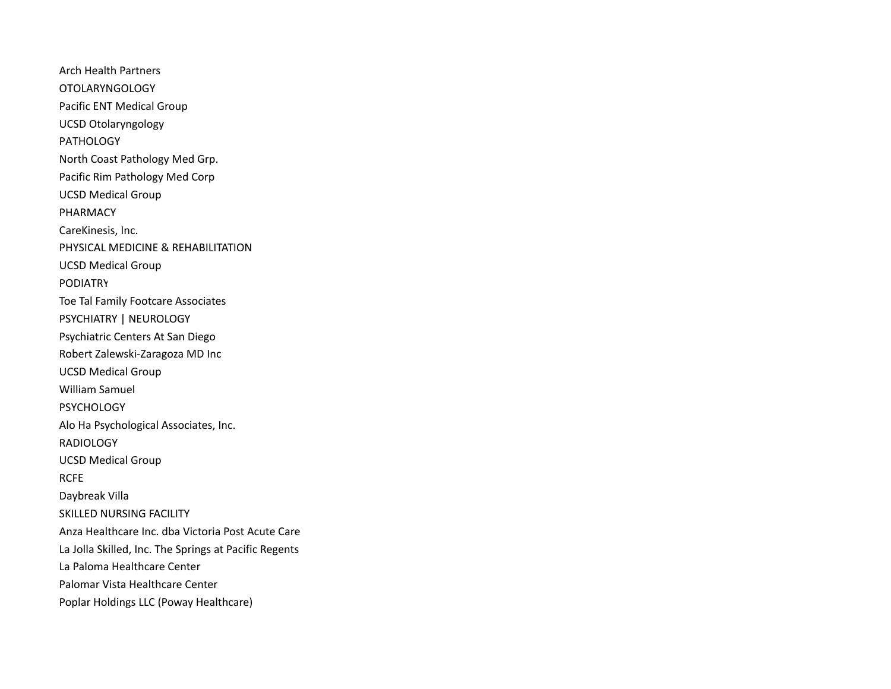Arch Health Partners

OTOLARYNGOLOGY

Pacific ENT Medical Group

UCSD Otolaryngology

PATHOLOGY

North Coast Pathology Med Grp.

Pacific Rim Pathology Med Corp

UCSD Medical Group

PHARMACY

CareKinesis, Inc.

PHYSICAL MEDICINE & REHABILITATION

UCSD Medical Group

PODIATRY

Toe Tal Family Footcare Associates

PSYCHIATRY | NEUROLOGY

Psychiatric Centers At San Diego

Robert Zalewski-Zaragoza MD Inc

UCSD Medical Group

William Samuel

PSYCHOLOGY

Alo Ha Psychological Associates, Inc.

RADIOLOGY

UCSD Medical Group

RCFE

Daybreak Villa

SKILLED NURSING FACILITY

Anza Healthcare Inc. dba Victoria Post Acute Care

La Jolla Skilled, Inc. The Springs at Pacific Regents

La Paloma Healthcare Center

Palomar Vista Healthcare Center

Poplar Holdings LLC (Poway Healthcare)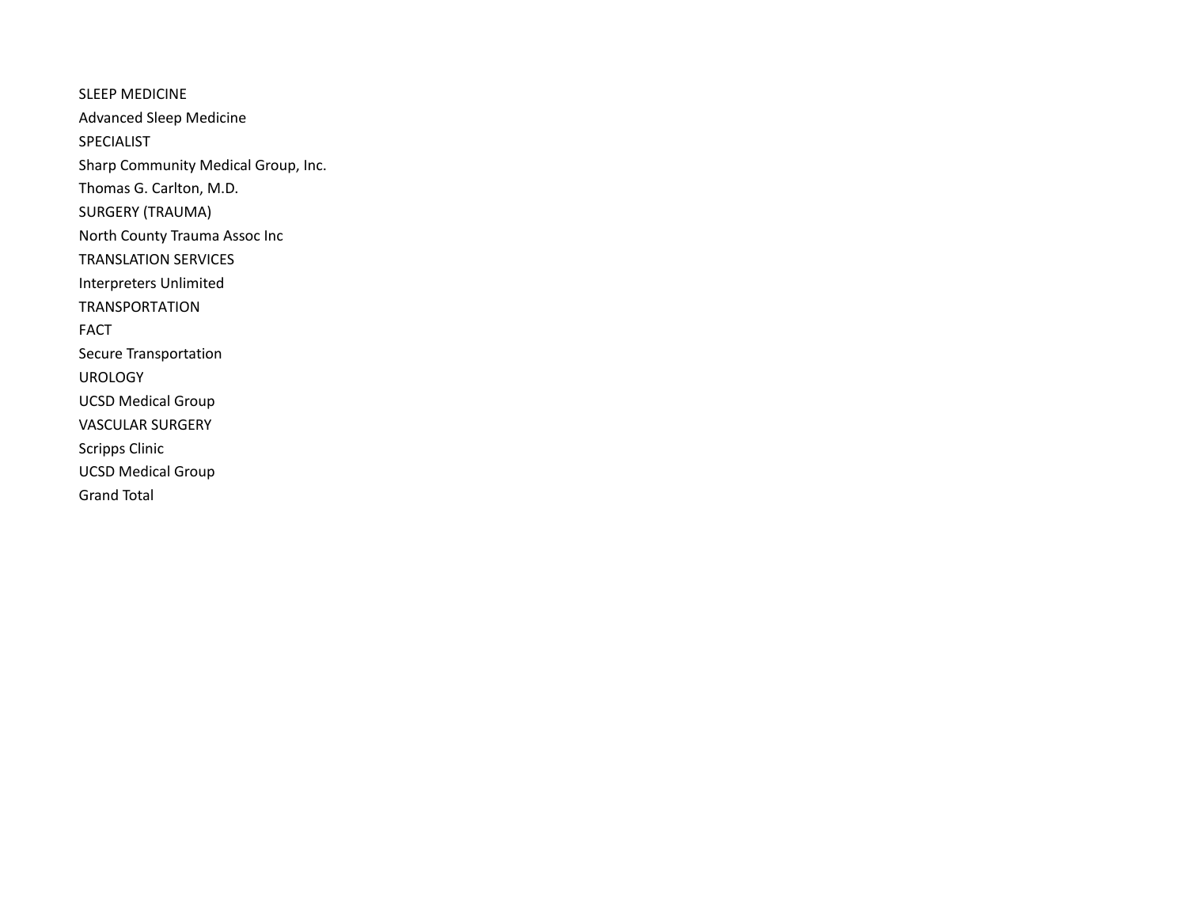SLEEP MEDICINE
Advanced Sleep Medicine
SPECIALIST
Sharp Community Medical Group, Inc.
Thomas G. Carlton, M.D.
SURGERY (TRAUMA)
North County Trauma Assoc Inc
TRANSLATION SERVICES
Interpreters Unlimited
TRANSPORTATION
FACT
Secure Transportation
UROLOGY
UCSD Medical Group
VASCULAR SURGERY
Scripps Clinic
UCSD Medical Group
Grand Total